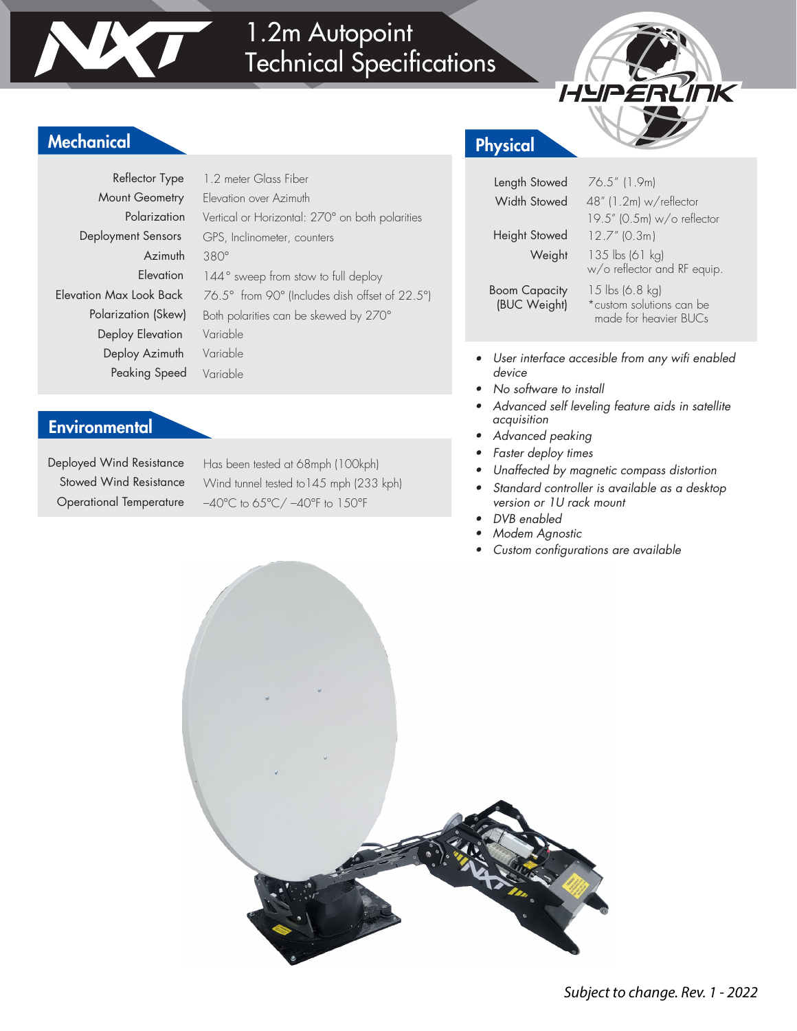# 1.2m Autopoint Technical Specifications

## Mechanical

| | |
|---|---|
| Reflector Type | 1.2 meter Glass Fiber |
| Mount Geometry | Elevation over Azimuth |
| Polarization | Vertical or Horizontal: 270° on both polarities |
| Deployment Sensors | GPS, Inclinometer, counters |
| Azimuth | 380° |
| Elevation | 144° sweep from stow to full deploy |
| Elevation Max Look Back | 76.5° from 90° (Includes dish offset of 22.5°) |
| Polarization (Skew) | Both polarities can be skewed by 270° |
| Deploy Elevation | Variable |
| Deploy Azimuth | Variable |
| Peaking Speed | Variable |

## Environmental

| | |
|---|---|
| Deployed Wind Resistance | Has been tested at 68mph (100kph) |
| Stowed Wind Resistance | Wind tunnel tested to145 mph (233 kph) |
| Operational Temperature | –40°C to 65°C/ –40°F to 150°F |

## Physical

| | |
|---|---|
| Length Stowed | 76.5" (1.9m) |
| Width Stowed | 48" (1.2m) w/reflector<br>19.5" (0.5m) w/o reflector |
| Height Stowed | 12.7" (0.3m) |
| Weight | 135 lbs (61 kg)<br>w/o reflector and RF equip. |
| Boom Capacity (BUC Weight) | 15 lbs (6.8 kg)<br>*custom solutions can be made for heavier BUCs |

- *User interface accesible from any wifi enabled device*
- *No software to install*
- *Advanced self leveling feature aids in satellite acquisition*
- *Advanced peaking*
- *Faster deploy times*
- *Unaffected by magnetic compass distortion*
- *Standard controller is available as a desktop version or 1U rack mount*
- *DVB enabled*
- *Modem Agnostic*
- *Custom configurations are available*

*Subject to change. Rev. 1 - 2022*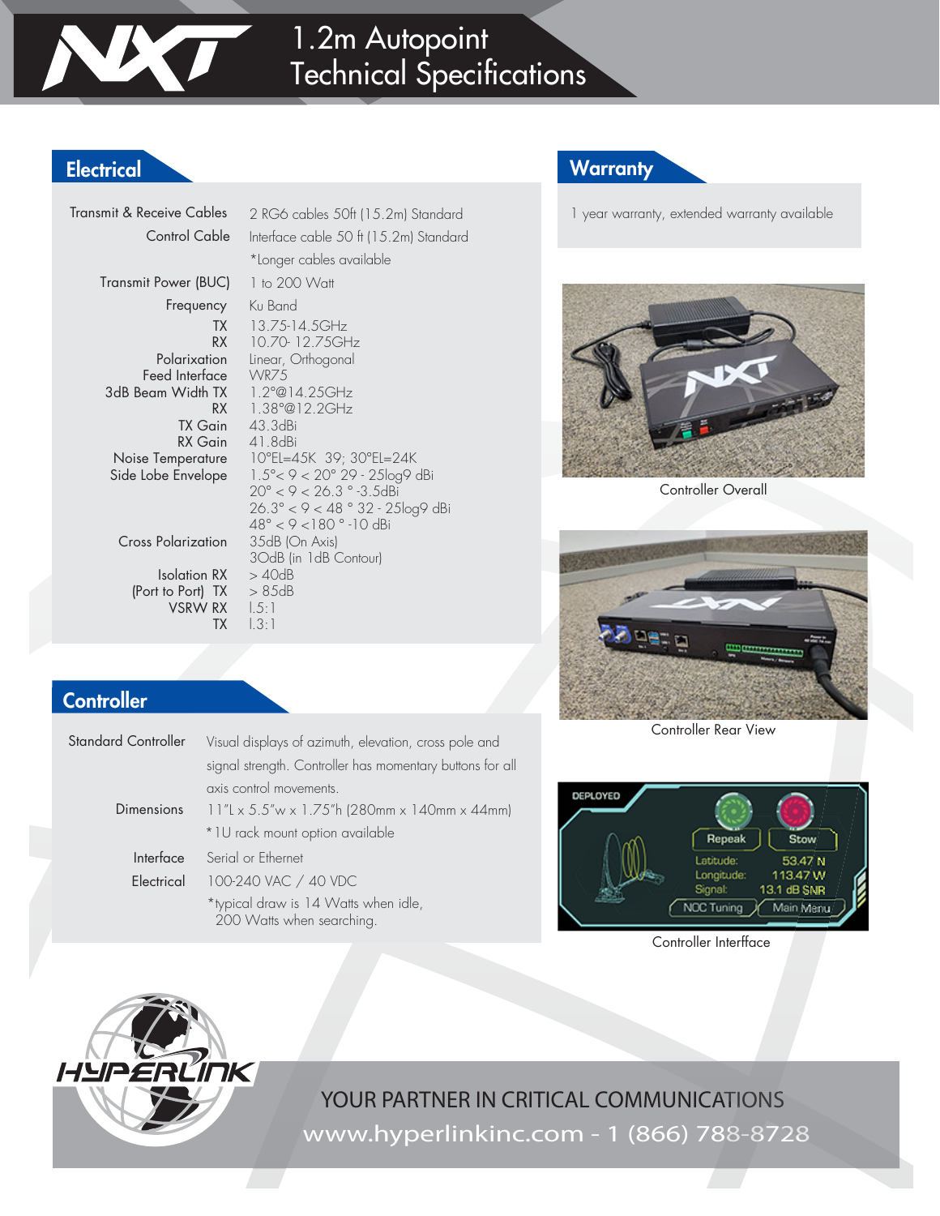# 1.2m Autopoint Technical Specifications

## Electrical

| | |
|---|---|
| Transmit & Receive Cables | 2 RG6 cables 50ft (15.2m) Standard |
| Control Cable | Interface cable 50 ft (15.2m) Standard |
| | *Longer cables available |
| Transmit Power (BUC) | 1 to 200 Watt |
| Frequency | Ku Band |
| TX | 13.75-14.5GHz |
| RX | 10.70- 12.75GHz |
| Polarixation | Linear, Orthogonal |
| Feed Interface | WR75 |
| 3dB Beam Width TX | 1.2°@14.25GHz |
| RX | 1.38°@12.2GHz |
| TX Gain | 43.3dBi |
| RX Gain | 41.8dBi |
| Noise Temperature | 10°EL=45K 39; 30°EL=24K |
| Side Lobe Envelope | 1.5°< 9 < 20° 29 - 25log9 dBi |
| | 20° < 9 < 26.3 ° -3.5dBi |
| | 26.3° < 9 < 48 ° 32 - 25log9 dBi |
| | 48° < 9 <180 ° -10 dBi |
| Cross Polarization | 35dB (On Axis) |
| | 30dB (in 1dB Contour) |
| Isolation RX | > 40dB |
| (Port to Port) TX | > 85dB |
| VSRW RX | I.5:1 |
| TX | I.3:1 |

## Warranty

1 year warranty, extended warranty available

Controller Overall

Controller Rear View

Controller Interfface

## Controller

| | |
|---|---|
| Standard Controller | Visual displays of azimuth, elevation, cross pole and signal strength. Controller has momentary buttons for all axis control movements. |
| Dimensions | 11"L x 5.5"w x 1.75"h (280mm x 140mm x 44mm) |
| | * 1U rack mount option available |
| Interface | Serial or Ethernet |
| Electrical | 100-240 VAC / 40 VDC |
| | *typical draw is 14 Watts when idle, 200 Watts when searching. |

YOUR PARTNER IN CRITICAL COMMUNICATIONS

www.hyperlinkinc.com - 1 (866) 788-8728